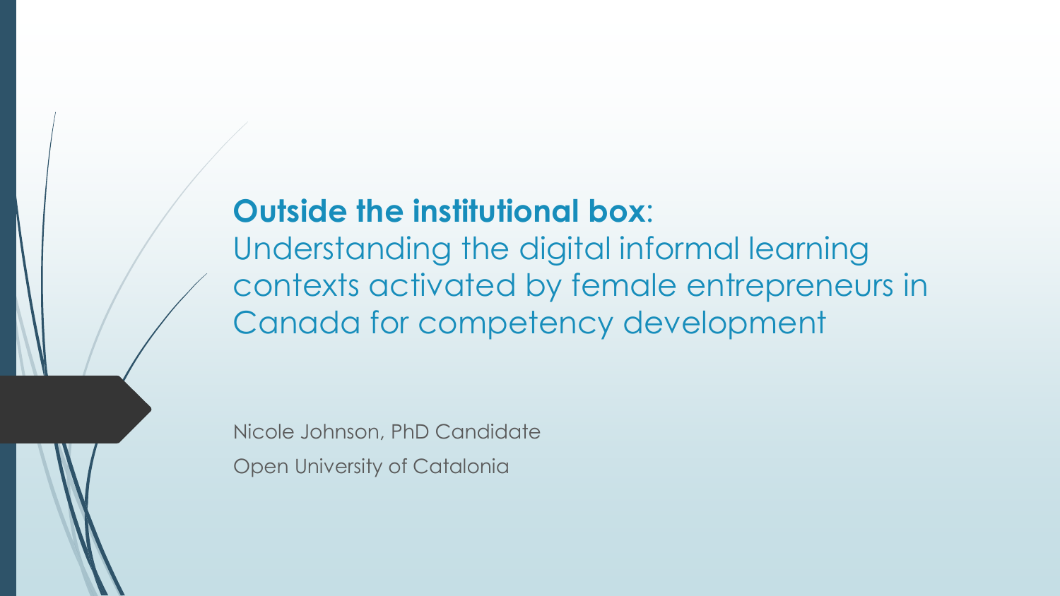# **Outside the institutional box**: Understanding the digital informal learning contexts activated by female entrepreneurs in Canada for competency development

Nicole Johnson, PhD Candidate

Open University of Catalonia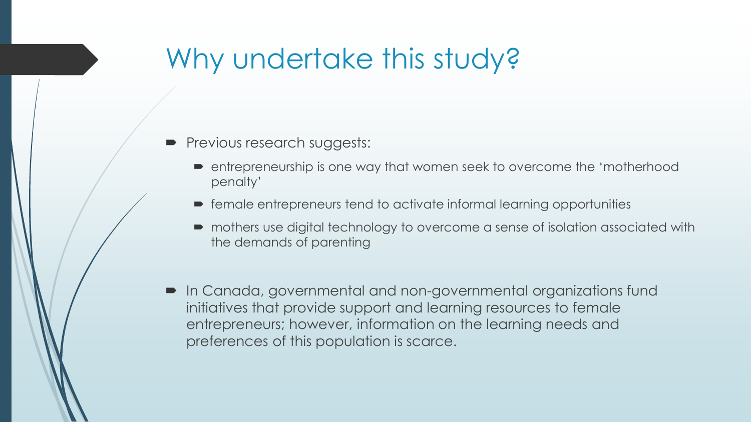# Why undertake this study?

- Previous research suggests:
  - entrepreneurship is one way that women seek to overcome the 'motherhood penalty'
  - female entrepreneurs tend to activate informal learning opportunities
  - mothers use digital technology to overcome a sense of isolation associated with the demands of parenting
- In Canada, governmental and non-governmental organizations fund initiatives that provide support and learning resources to female entrepreneurs; however, information on the learning needs and preferences of this population is scarce.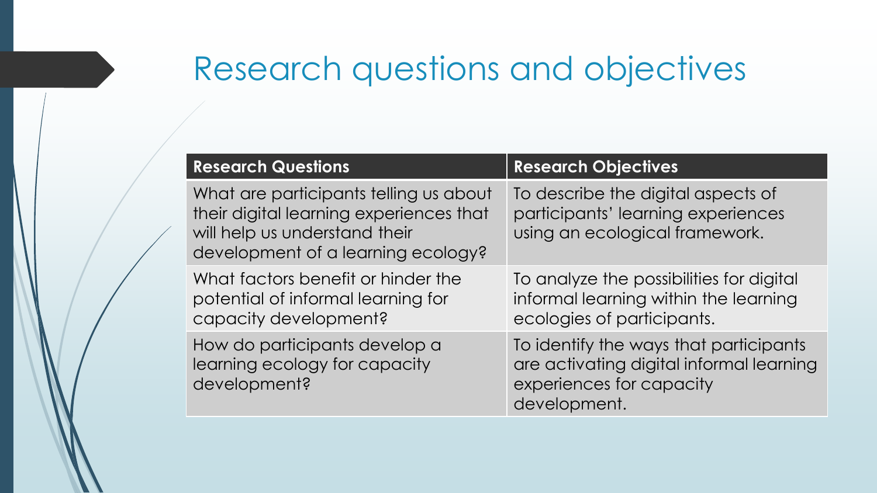# Research questions and objectives

| **Research Questions** | **Research Objectives** |
| --- | --- |
| What are participants telling us about their digital learning experiences that will help us understand their development of a learning ecology? | To describe the digital aspects of participants' learning experiences using an ecological framework. |
| What factors benefit or hinder the potential of informal learning for capacity development? | To analyze the possibilities for digital informal learning within the learning ecologies of participants. |
| How do participants develop a learning ecology for capacity development? | To identify the ways that participants are activating digital informal learning experiences for capacity development. |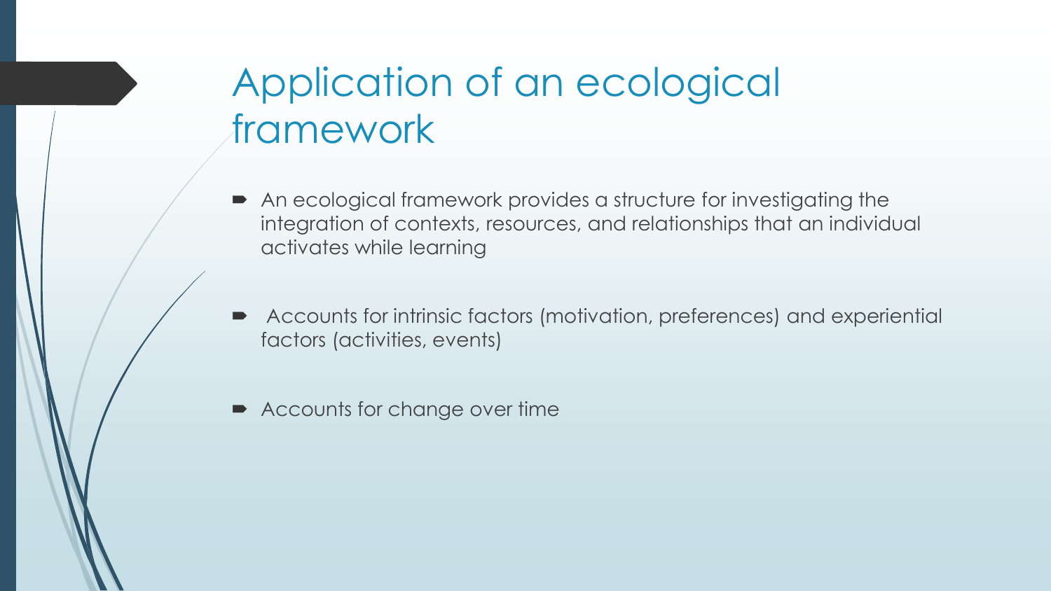# Application of an ecological framework

- An ecological framework provides a structure for investigating the integration of contexts, resources, and relationships that an individual activates while learning
- Accounts for intrinsic factors (motivation, preferences) and experiential factors (activities, events)
- Accounts for change over time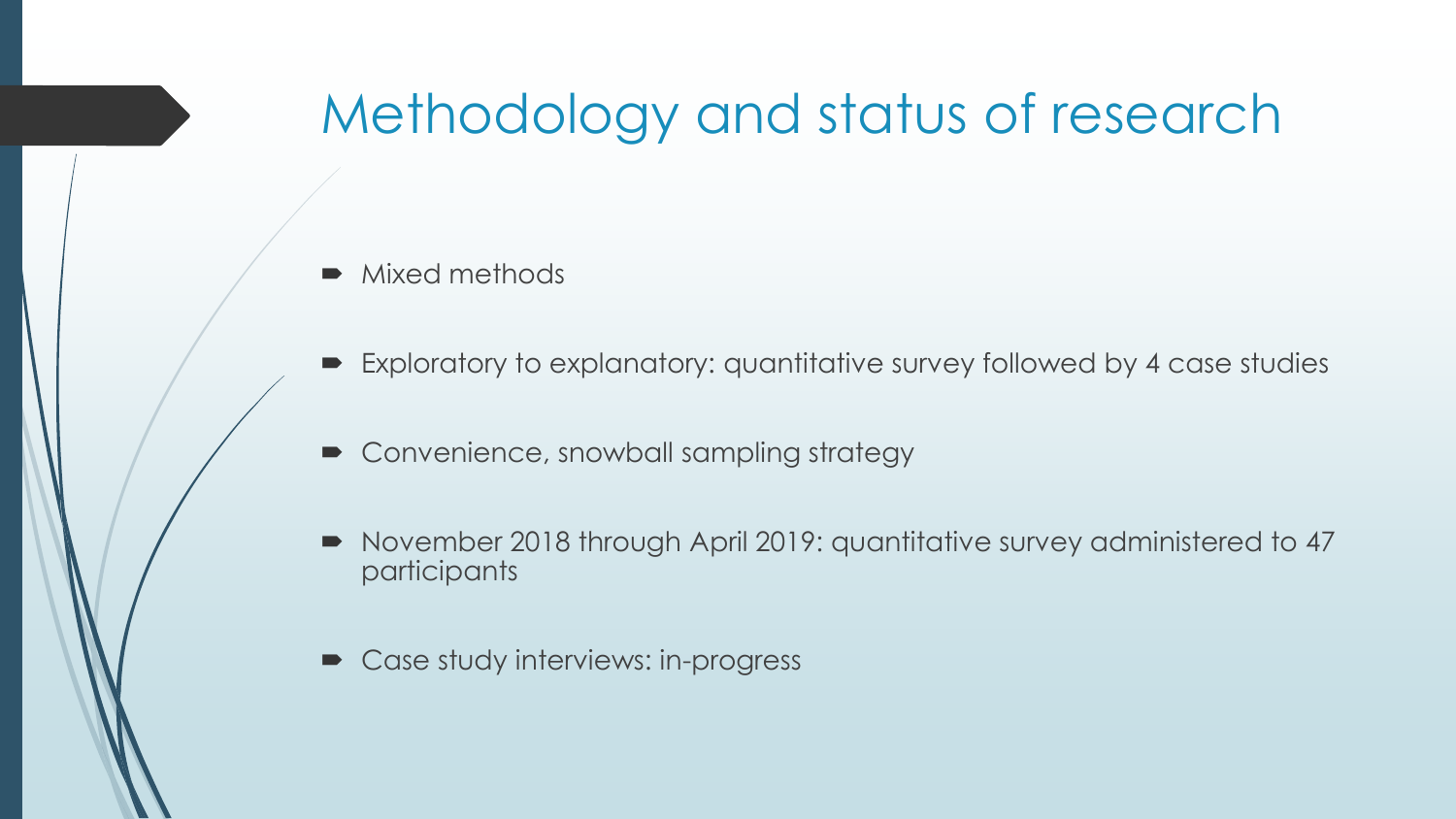# Methodology and status of research

- Mixed methods
- Exploratory to explanatory: quantitative survey followed by 4 case studies
- Convenience, snowball sampling strategy
- November 2018 through April 2019: quantitative survey administered to 47 participants
- Case study interviews: in-progress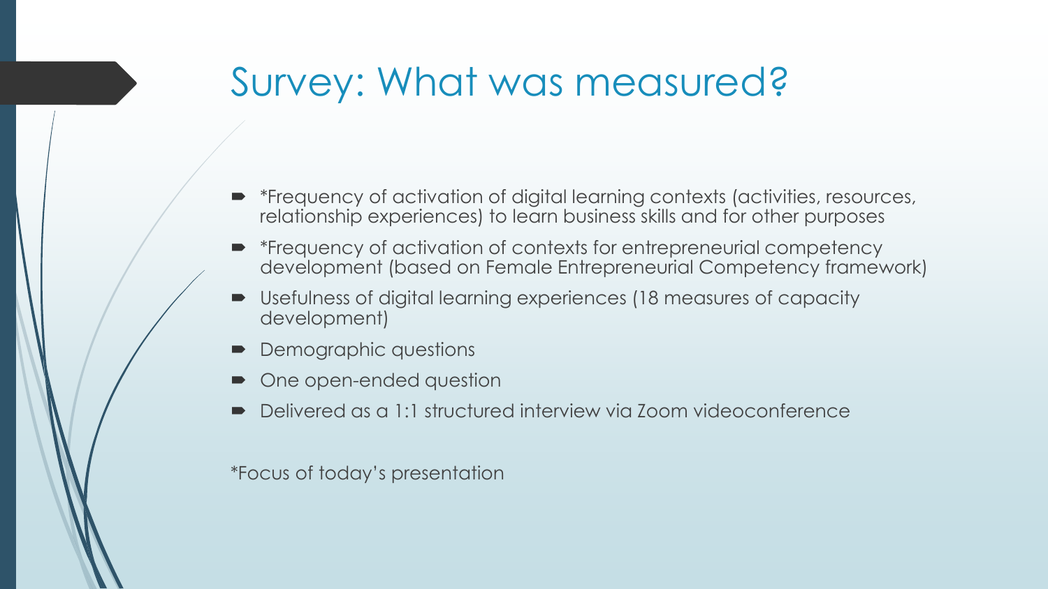# Survey: What was measured?

- *Frequency of activation of digital learning contexts (activities, resources, relationship experiences) to learn business skills and for other purposes
- *Frequency of activation of contexts for entrepreneurial competency development (based on Female Entrepreneurial Competency framework)
- Usefulness of digital learning experiences (18 measures of capacity development)
- Demographic questions
- One open-ended question
- Delivered as a 1:1 structured interview via Zoom videoconference

*Focus of today's presentation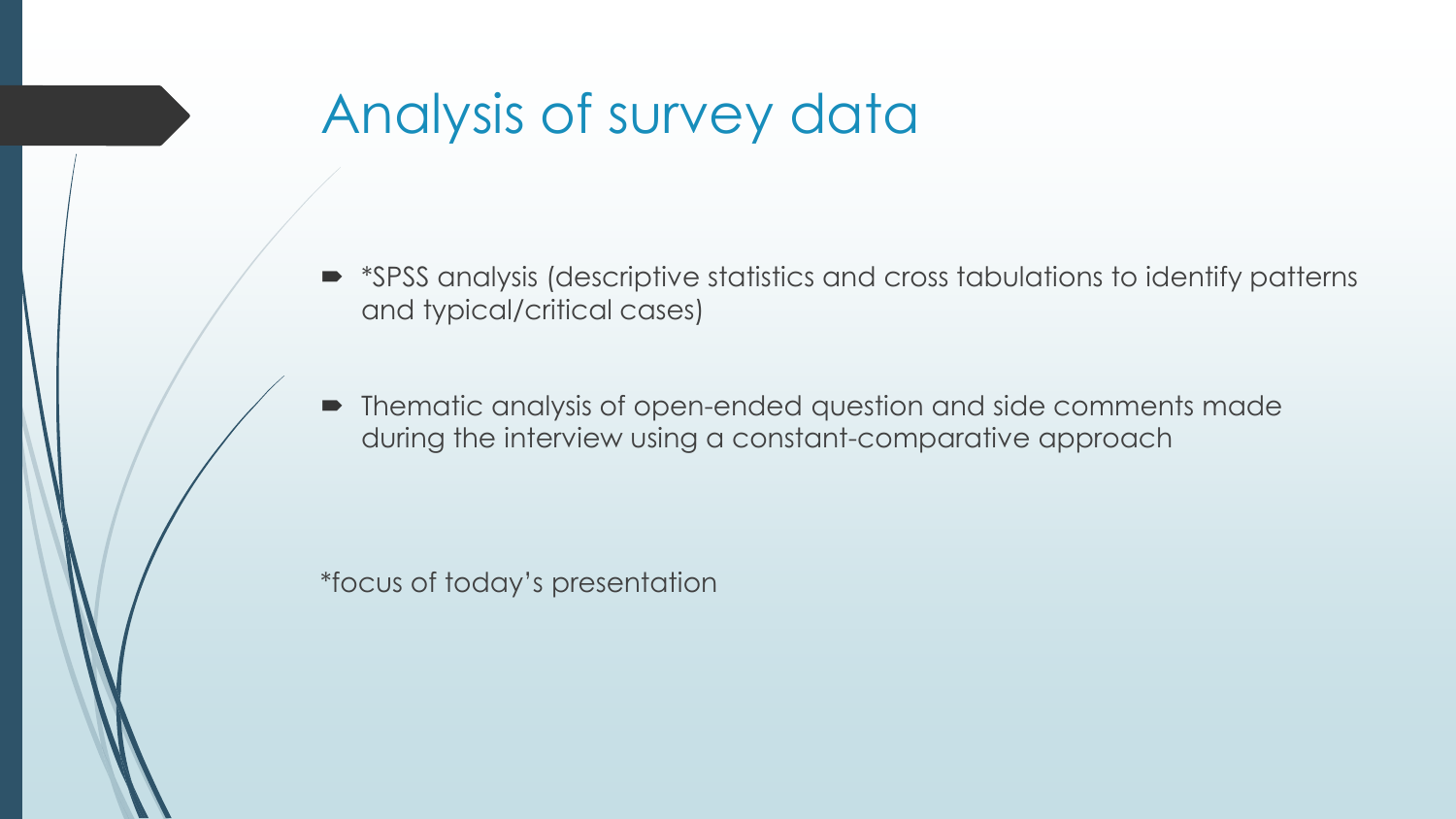# Analysis of survey data

- *SPSS analysis (descriptive statistics and cross tabulations to identify patterns and typical/critical cases)

- Thematic analysis of open-ended question and side comments made during the interview using a constant-comparative approach

*focus of today's presentation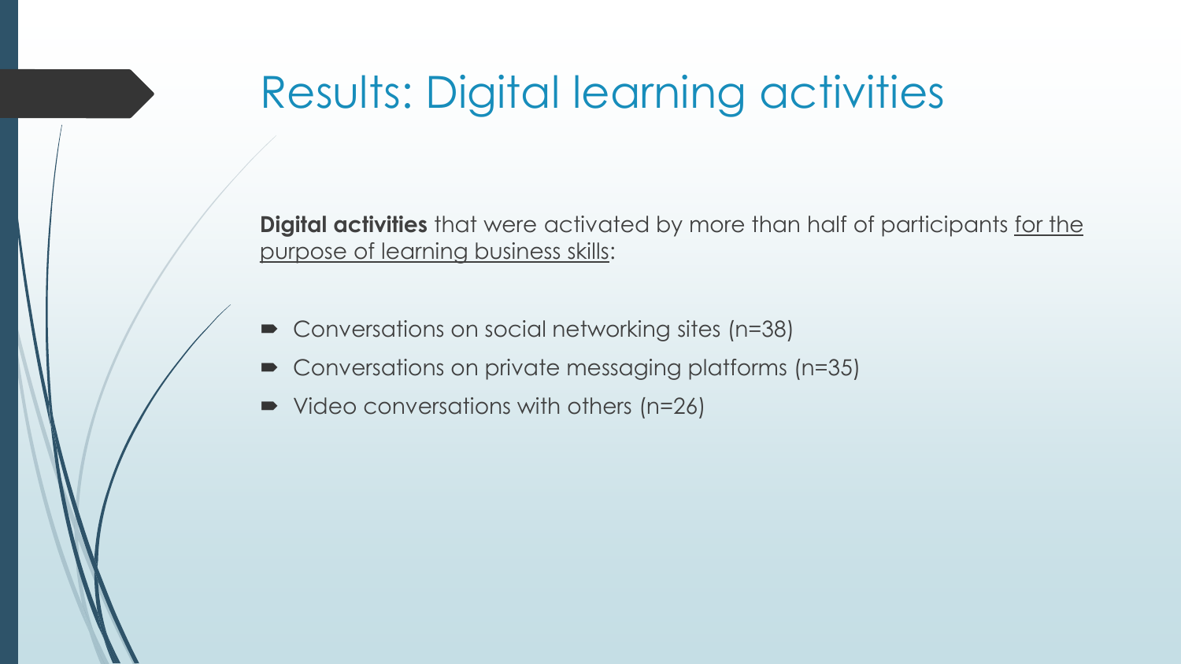# Results: Digital learning activities

**Digital activities** that were activated by more than half of participants <u>for the purpose of learning business skills</u>:

- Conversations on social networking sites (n=38)
- Conversations on private messaging platforms (n=35)
- Video conversations with others (n=26)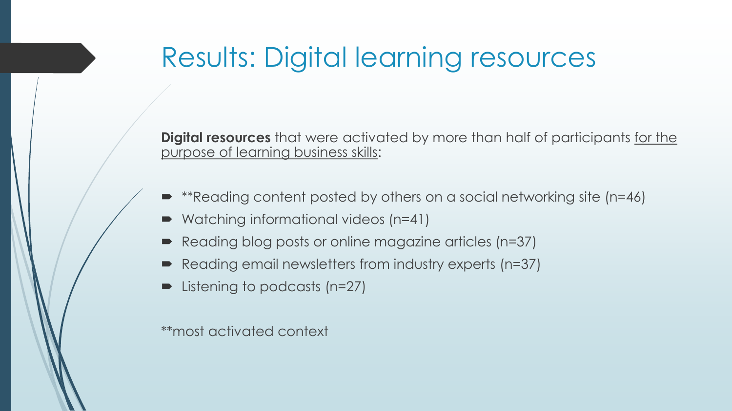# Results: Digital learning resources

**Digital resources** that were activated by more than half of participants for the purpose of learning business skills:

- **Reading content posted by others on a social networking site (n=46)
- Watching informational videos (n=41)
- Reading blog posts or online magazine articles (n=37)
- Reading email newsletters from industry experts (n=37)
- Listening to podcasts (n=27)

**most activated context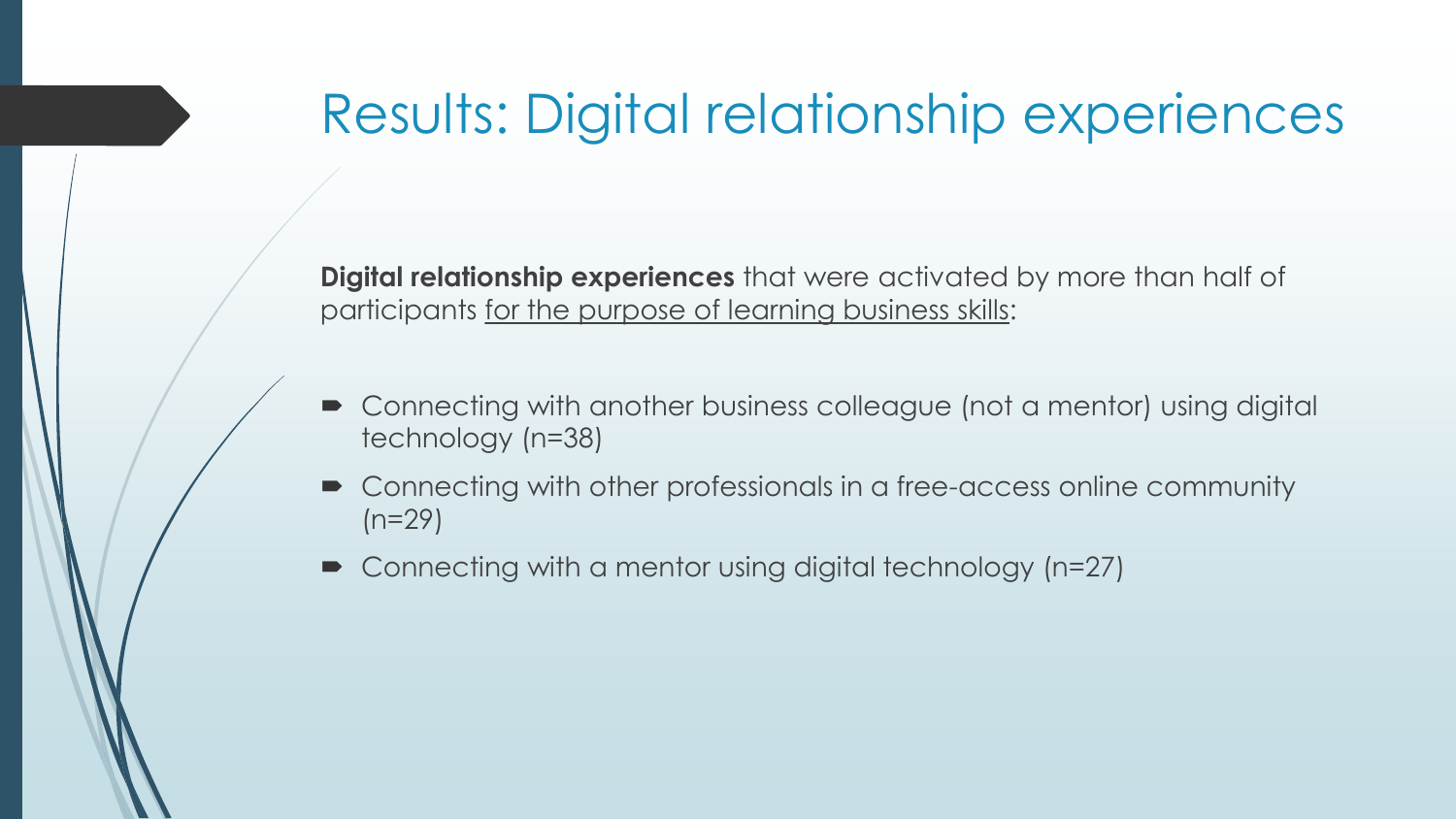# Results: Digital relationship experiences

**Digital relationship experiences** that were activated by more than half of participants <u>for the purpose of learning business skills</u>:

- Connecting with another business colleague (not a mentor) using digital technology (n=38)
- Connecting with other professionals in a free-access online community (n=29)
- Connecting with a mentor using digital technology (n=27)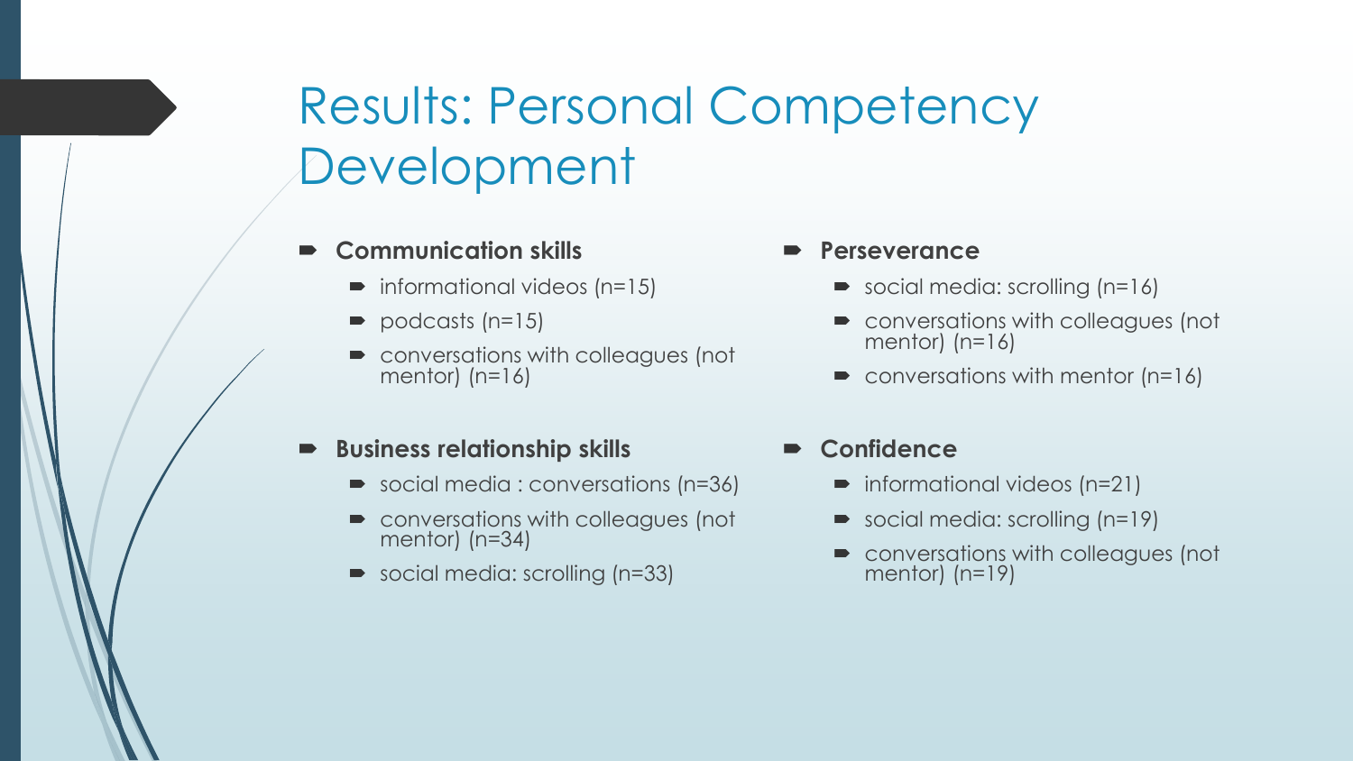# Results: Personal Competency Development

- **Communication skills**
  - informational videos (n=15)
  - podcasts (n=15)
  - conversations with colleagues (not mentor) (n=16)
- **Business relationship skills**
  - social media : conversations (n=36)
  - conversations with colleagues (not mentor) (n=34)
  - social media: scrolling (n=33)
- **Perseverance**
  - social media: scrolling (n=16)
  - conversations with colleagues (not mentor) (n=16)
  - conversations with mentor (n=16)
- **Confidence**
  - informational videos (n=21)
  - social media: scrolling (n=19)
  - conversations with colleagues (not mentor) (n=19)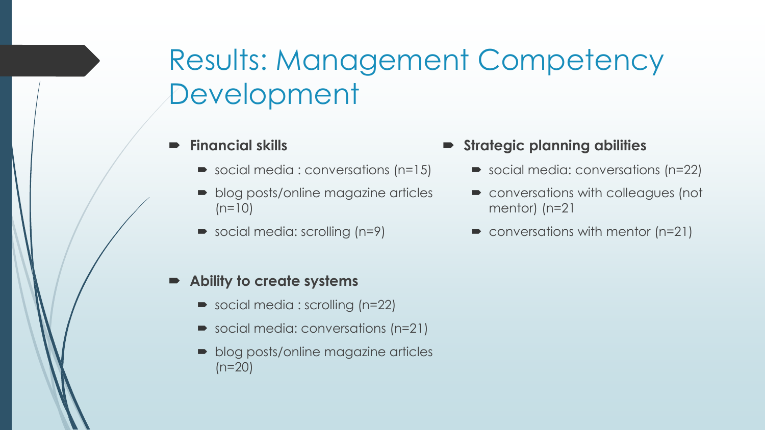# Results: Management Competency Development

- **Financial skills**
  - social media : conversations (n=15)
  - blog posts/online magazine articles (n=10)
  - social media: scrolling (n=9)
- **Ability to create systems**
  - social media : scrolling (n=22)
  - social media: conversations (n=21)
  - blog posts/online magazine articles (n=20)
- **Strategic planning abilities**
  - social media: conversations (n=22)
  - conversations with colleagues (not mentor) (n=21
  - conversations with mentor (n=21)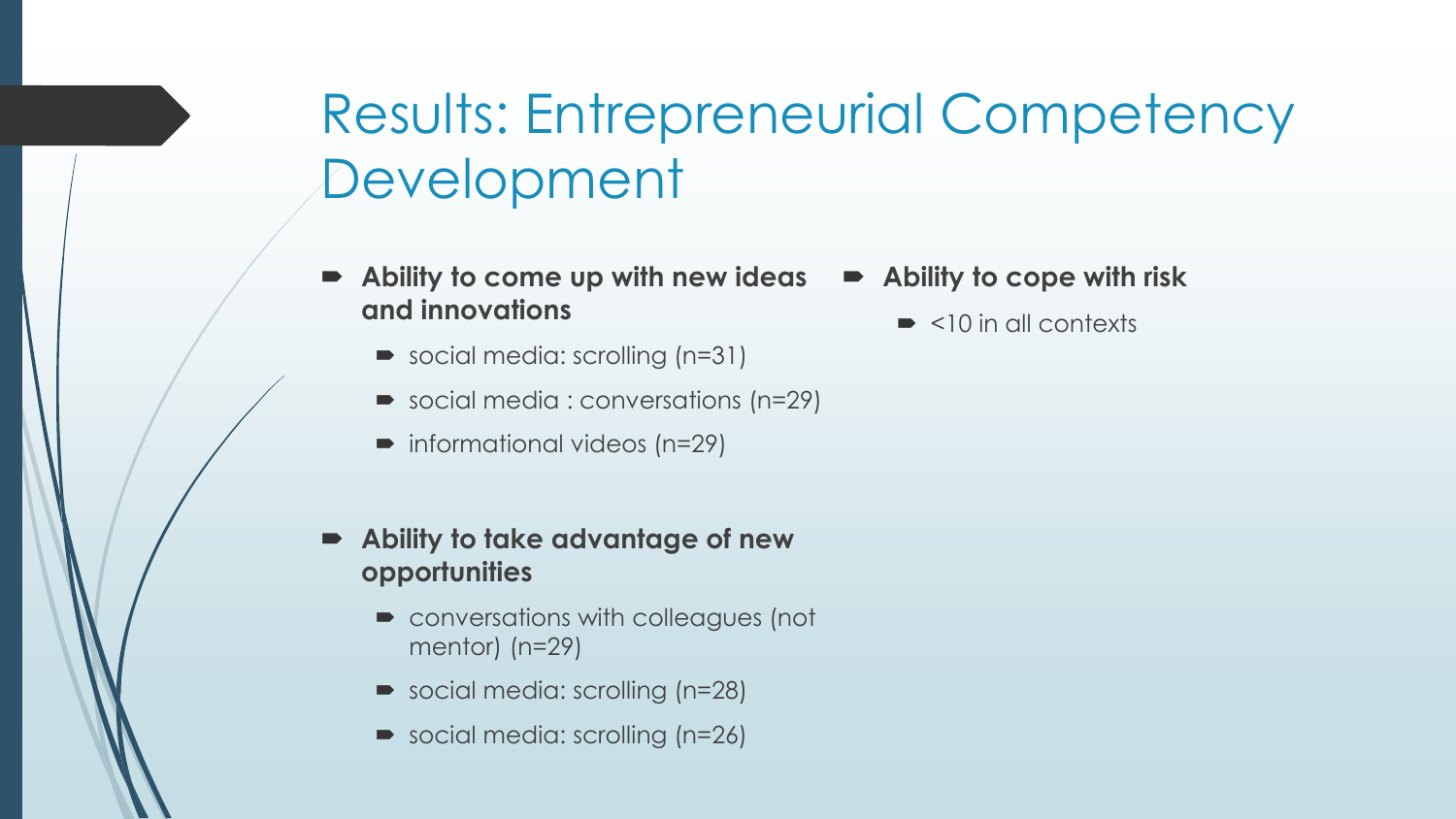# Results: Entrepreneurial Competency Development

- **Ability to come up with new ideas and innovations**
  - social media: scrolling (n=31)
  - social media : conversations (n=29)
  - informational videos (n=29)
- **Ability to take advantage of new opportunities**
  - conversations with colleagues (not mentor) (n=29)
  - social media: scrolling (n=28)
  - social media: scrolling (n=26)
- **Ability to cope with risk**
  - <10 in all contexts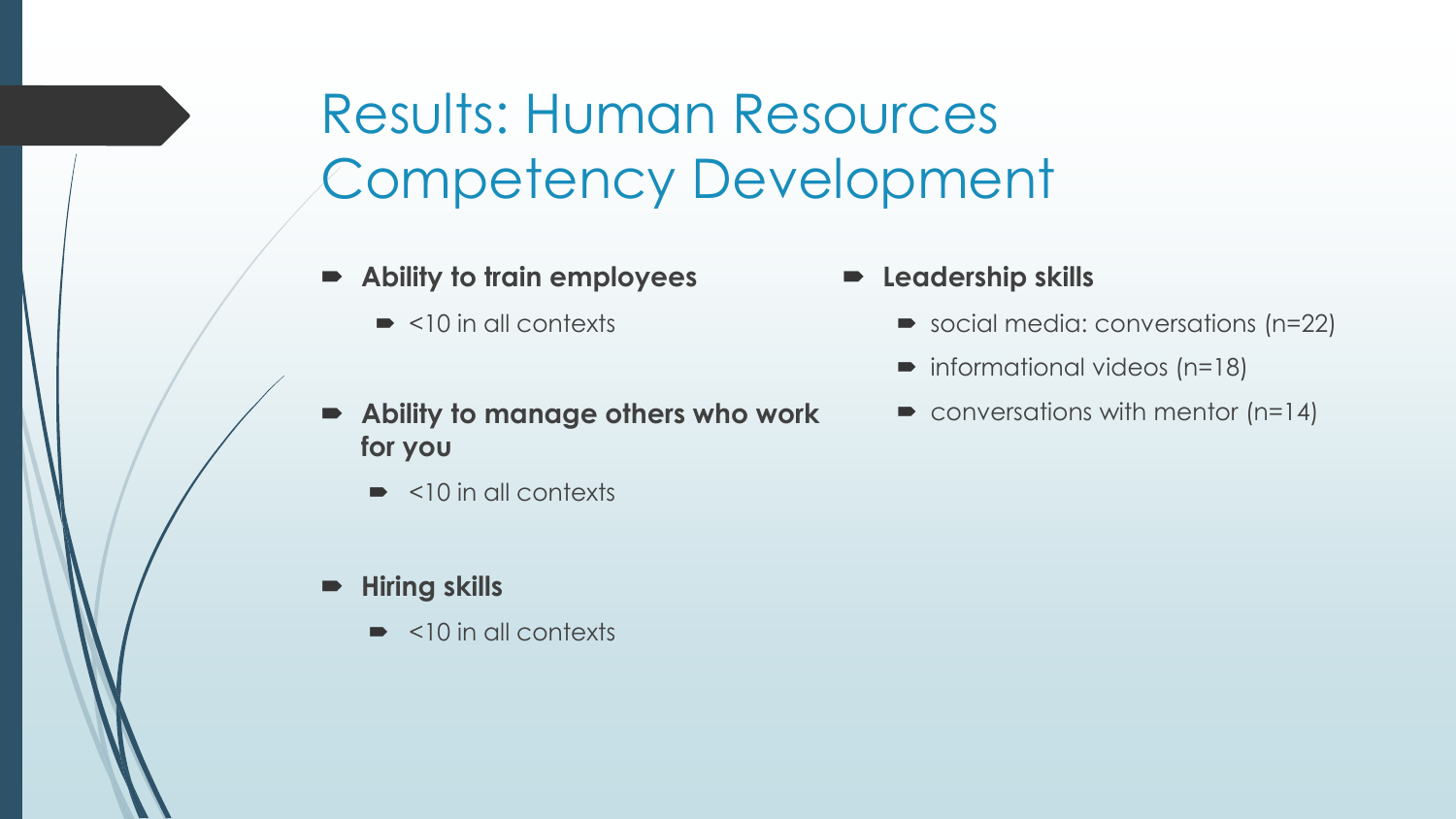# Results: Human Resources Competency Development

- **Ability to train employees**
  - <10 in all contexts
- **Ability to manage others who work for you**
  - <10 in all contexts
- **Hiring skills**
  - <10 in all contexts
- **Leadership skills**
  - social media: conversations (n=22)
  - informational videos (n=18)
  - conversations with mentor (n=14)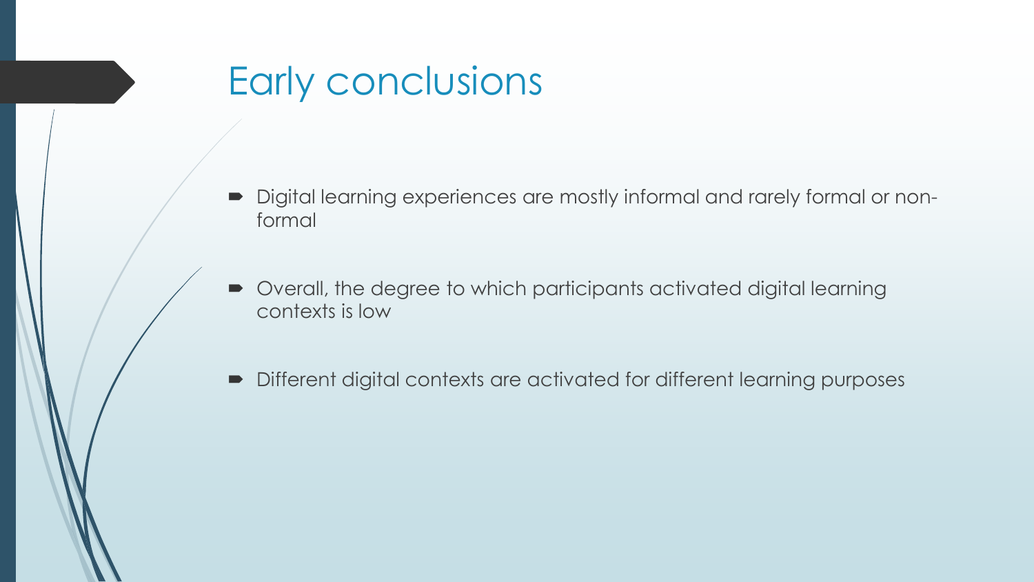# Early conclusions

- Digital learning experiences are mostly informal and rarely formal or non-formal
- Overall, the degree to which participants activated digital learning contexts is low
- Different digital contexts are activated for different learning purposes